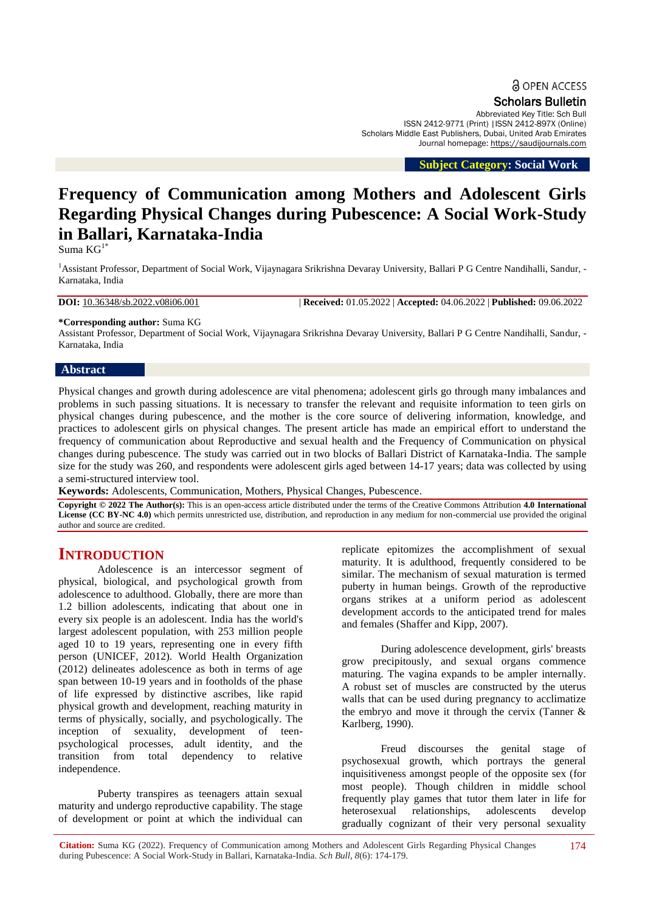OPEN ACCESS

Scholars Bulletin
Abbreviated Key Title: Sch Bull
ISSN 2412-9771 (Print) |ISSN 2412-897X (Online)
Scholars Middle East Publishers, Dubai, United Arab Emirates
Journal homepage: https://saudijournals.com

**Subject Category: Social Work**

# Frequency of Communication among Mothers and Adolescent Girls Regarding Physical Changes during Pubescence: A Social Work-Study in Ballari, Karnataka-India

Suma KG[1*]

[1]Assistant Professor, Department of Social Work, Vijaynagara Srikrishna Devaray University, Ballari P G Centre Nandihalli, Sandur, -Karnataka, India

**DOI:** 10.36348/sb.2022.v08i06.001 | **Received:** 01.05.2022 | **Accepted:** 04.06.2022 | **Published:** 09.06.2022

**\*Corresponding author:** Suma KG
Assistant Professor, Department of Social Work, Vijaynagara Srikrishna Devaray University, Ballari P G Centre Nandihalli, Sandur, -Karnataka, India

## Abstract

Physical changes and growth during adolescence are vital phenomena; adolescent girls go through many imbalances and problems in such passing situations. It is necessary to transfer the relevant and requisite information to teen girls on physical changes during pubescence, and the mother is the core source of delivering information, knowledge, and practices to adolescent girls on physical changes. The present article has made an empirical effort to understand the frequency of communication about Reproductive and sexual health and the Frequency of Communication on physical changes during pubescence. The study was carried out in two blocks of Ballari District of Karnataka-India. The sample size for the study was 260, and respondents were adolescent girls aged between 14-17 years; data was collected by using a semi-structured interview tool.

**Keywords:** Adolescents, Communication, Mothers, Physical Changes, Pubescence.

**Copyright © 2022 The Author(s):** This is an open-access article distributed under the terms of the Creative Commons Attribution **4.0 International License (CC BY-NC 4.0)** which permits unrestricted use, distribution, and reproduction in any medium for non-commercial use provided the original author and source are credited.

## INTRODUCTION

Adolescence is an intercessor segment of physical, biological, and psychological growth from adolescence to adulthood. Globally, there are more than 1.2 billion adolescents, indicating that about one in every six people is an adolescent. India has the world's largest adolescent population, with 253 million people aged 10 to 19 years, representing one in every fifth person (UNICEF, 2012). World Health Organization (2012) delineates adolescence as both in terms of age span between 10-19 years and in footholds of the phase of life expressed by distinctive ascribes, like rapid physical growth and development, reaching maturity in terms of physically, socially, and psychologically. The inception of sexuality, development of teen-psychological processes, adult identity, and the transition from total dependency to relative independence.

Puberty transpires as teenagers attain sexual maturity and undergo reproductive capability. The stage of development or point at which the individual can replicate epitomizes the accomplishment of sexual maturity. It is adulthood, frequently considered to be similar. The mechanism of sexual maturation is termed puberty in human beings. Growth of the reproductive organs strikes at a uniform period as adolescent development accords to the anticipated trend for males and females (Shaffer and Kipp, 2007).

During adolescence development, girls' breasts grow precipitously, and sexual organs commence maturing. The vagina expands to be ampler internally. A robust set of muscles are constructed by the uterus walls that can be used during pregnancy to acclimatize the embryo and move it through the cervix (Tanner & Karlberg, 1990).

Freud discourses the genital stage of psychosexual growth, which portrays the general inquisitiveness amongst people of the opposite sex (for most people). Though children in middle school frequently play games that tutor them later in life for heterosexual relationships, adolescents develop gradually cognizant of their very personal sexuality

**Citation:** Suma KG (2022). Frequency of Communication among Mothers and Adolescent Girls Regarding Physical Changes during Pubescence: A Social Work-Study in Ballari, Karnataka-India. *Sch Bull, 8*(6): 174-179.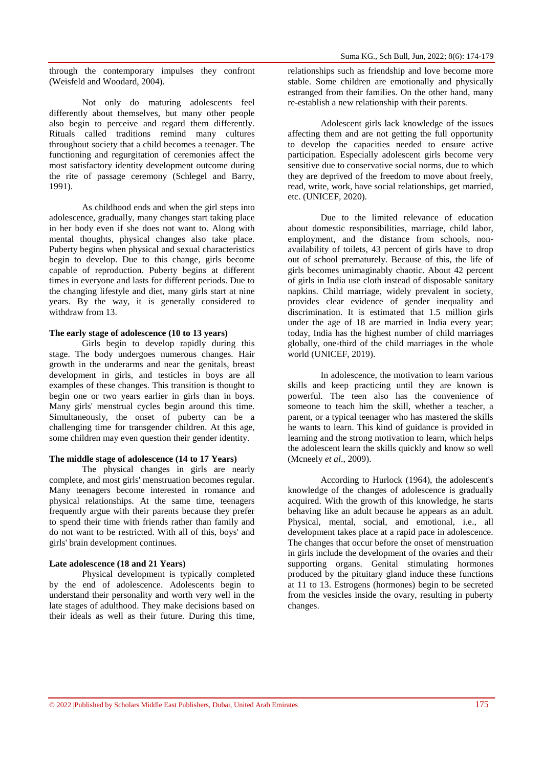through the contemporary impulses they confront (Weisfeld and Woodard, 2004).

Not only do maturing adolescents feel differently about themselves, but many other people also begin to perceive and regard them differently. Rituals called traditions remind many cultures throughout society that a child becomes a teenager. The functioning and regurgitation of ceremonies affect the most satisfactory identity development outcome during the rite of passage ceremony (Schlegel and Barry, 1991).

As childhood ends and when the girl steps into adolescence, gradually, many changes start taking place in her body even if she does not want to. Along with mental thoughts, physical changes also take place. Puberty begins when physical and sexual characteristics begin to develop. Due to this change, girls become capable of reproduction. Puberty begins at different times in everyone and lasts for different periods. Due to the changing lifestyle and diet, many girls start at nine years. By the way, it is generally considered to withdraw from 13.

**The early stage of adolescence (10 to 13 years)**

Girls begin to develop rapidly during this stage. The body undergoes numerous changes. Hair growth in the underarms and near the genitals, breast development in girls, and testicles in boys are all examples of these changes. This transition is thought to begin one or two years earlier in girls than in boys. Many girls' menstrual cycles begin around this time. Simultaneously, the onset of puberty can be a challenging time for transgender children. At this age, some children may even question their gender identity.

**The middle stage of adolescence (14 to 17 Years)**

The physical changes in girls are nearly complete, and most girls' menstruation becomes regular. Many teenagers become interested in romance and physical relationships. At the same time, teenagers frequently argue with their parents because they prefer to spend their time with friends rather than family and do not want to be restricted. With all of this, boys' and girls' brain development continues.

**Late adolescence (18 and 21 Years)**

Physical development is typically completed by the end of adolescence. Adolescents begin to understand their personality and worth very well in the late stages of adulthood. They make decisions based on their ideals as well as their future. During this time, relationships such as friendship and love become more stable. Some children are emotionally and physically estranged from their families. On the other hand, many re-establish a new relationship with their parents.

Adolescent girls lack knowledge of the issues affecting them and are not getting the full opportunity to develop the capacities needed to ensure active participation. Especially adolescent girls become very sensitive due to conservative social norms, due to which they are deprived of the freedom to move about freely, read, write, work, have social relationships, get married, etc. (UNICEF, 2020).

Due to the limited relevance of education about domestic responsibilities, marriage, child labor, employment, and the distance from schools, non-availability of toilets, 43 percent of girls have to drop out of school prematurely. Because of this, the life of girls becomes unimaginably chaotic. About 42 percent of girls in India use cloth instead of disposable sanitary napkins. Child marriage, widely prevalent in society, provides clear evidence of gender inequality and discrimination. It is estimated that 1.5 million girls under the age of 18 are married in India every year; today, India has the highest number of child marriages globally, one-third of the child marriages in the whole world (UNICEF, 2019).

In adolescence, the motivation to learn various skills and keep practicing until they are known is powerful. The teen also has the convenience of someone to teach him the skill, whether a teacher, a parent, or a typical teenager who has mastered the skills he wants to learn. This kind of guidance is provided in learning and the strong motivation to learn, which helps the adolescent learn the skills quickly and know so well (Mcneely *et al*., 2009).

According to Hurlock (1964), the adolescent's knowledge of the changes of adolescence is gradually acquired. With the growth of this knowledge, he starts behaving like an adult because he appears as an adult. Physical, mental, social, and emotional, i.e., all development takes place at a rapid pace in adolescence. The changes that occur before the onset of menstruation in girls include the development of the ovaries and their supporting organs. Genital stimulating hormones produced by the pituitary gland induce these functions at 11 to 13. Estrogens (hormones) begin to be secreted from the vesicles inside the ovary, resulting in puberty changes.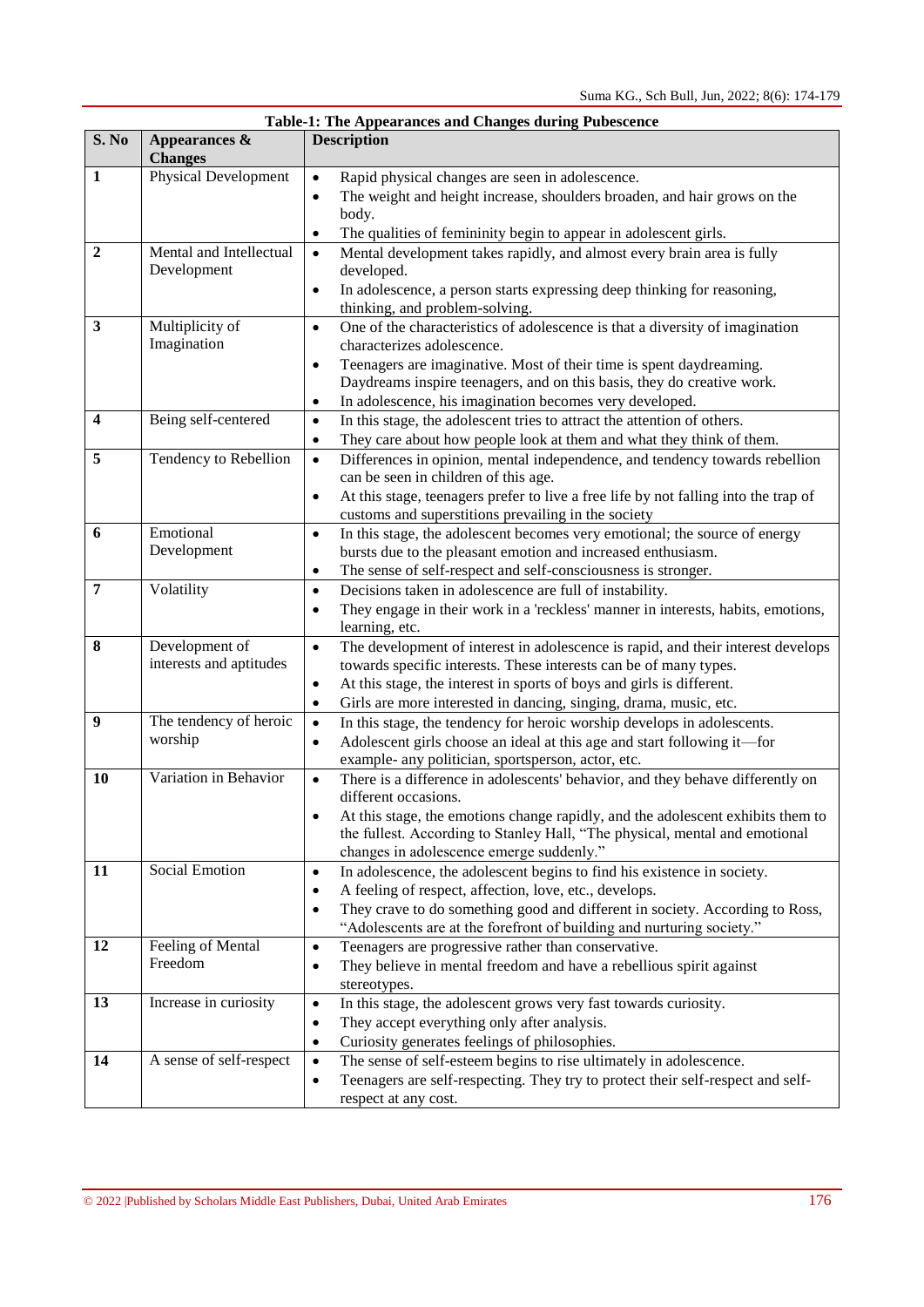**Table-1: The Appearances and Changes during Pubescence**

| S. No | Appearances & Changes | Description |
|---|---|---|
| **1** | Physical Development | • Rapid physical changes are seen in adolescence.<br>• The weight and height increase, shoulders broaden, and hair grows on the body.<br>• The qualities of femininity begin to appear in adolescent girls. |
| **2** | Mental and Intellectual Development | • Mental development takes rapidly, and almost every brain area is fully developed.<br>• In adolescence, a person starts expressing deep thinking for reasoning, thinking, and problem-solving. |
| **3** | Multiplicity of Imagination | • One of the characteristics of adolescence is that a diversity of imagination characterizes adolescence.<br>• Teenagers are imaginative. Most of their time is spent daydreaming. Daydreams inspire teenagers, and on this basis, they do creative work.<br>• In adolescence, his imagination becomes very developed. |
| **4** | Being self-centered | • In this stage, the adolescent tries to attract the attention of others.<br>• They care about how people look at them and what they think of them. |
| **5** | Tendency to Rebellion | • Differences in opinion, mental independence, and tendency towards rebellion can be seen in children of this age.<br>• At this stage, teenagers prefer to live a free life by not falling into the trap of customs and superstitions prevailing in the society |
| **6** | Emotional Development | • In this stage, the adolescent becomes very emotional; the source of energy bursts due to the pleasant emotion and increased enthusiasm.<br>• The sense of self-respect and self-consciousness is stronger. |
| **7** | Volatility | • Decisions taken in adolescence are full of instability.<br>• They engage in their work in a 'reckless' manner in interests, habits, emotions, learning, etc. |
| **8** | Development of interests and aptitudes | • The development of interest in adolescence is rapid, and their interest develops towards specific interests. These interests can be of many types.<br>• At this stage, the interest in sports of boys and girls is different.<br>• Girls are more interested in dancing, singing, drama, music, etc. |
| **9** | The tendency of heroic worship | • In this stage, the tendency for heroic worship develops in adolescents.<br>• Adolescent girls choose an ideal at this age and start following it—for example- any politician, sportsperson, actor, etc. |
| **10** | Variation in Behavior | • There is a difference in adolescents' behavior, and they behave differently on different occasions.<br>• At this stage, the emotions change rapidly, and the adolescent exhibits them to the fullest. According to Stanley Hall, "The physical, mental and emotional changes in adolescence emerge suddenly." |
| **11** | Social Emotion | • In adolescence, the adolescent begins to find his existence in society.<br>• A feeling of respect, affection, love, etc., develops.<br>• They crave to do something good and different in society. According to Ross, "Adolescents are at the forefront of building and nurturing society." |
| **12** | Feeling of Mental Freedom | • Teenagers are progressive rather than conservative.<br>• They believe in mental freedom and have a rebellious spirit against stereotypes. |
| **13** | Increase in curiosity | • In this stage, the adolescent grows very fast towards curiosity.<br>• They accept everything only after analysis.<br>• Curiosity generates feelings of philosophies. |
| **14** | A sense of self-respect | • The sense of self-esteem begins to rise ultimately in adolescence.<br>• Teenagers are self-respecting. They try to protect their self-respect and self-respect at any cost. |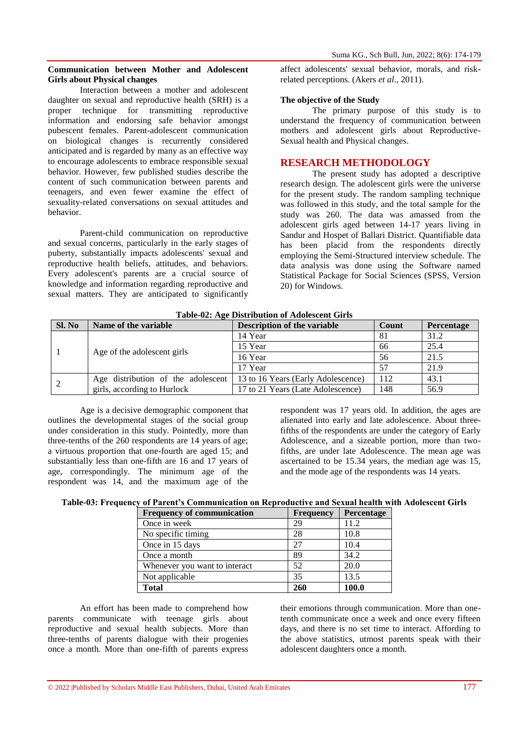### Communication between Mother and Adolescent Girls about Physical changes

Interaction between a mother and adolescent daughter on sexual and reproductive health (SRH) is a proper technique for transmitting reproductive information and endorsing safe behavior amongst pubescent females. Parent-adolescent communication on biological changes is recurrently considered anticipated and is regarded by many as an effective way to encourage adolescents to embrace responsible sexual behavior. However, few published studies describe the content of such communication between parents and teenagers, and even fewer examine the effect of sexuality-related conversations on sexual attitudes and behavior.

Parent-child communication on reproductive and sexual concerns, particularly in the early stages of puberty, substantially impacts adolescents' sexual and reproductive health beliefs, attitudes, and behaviors. Every adolescent's parents are a crucial source of knowledge and information regarding reproductive and sexual matters. They are anticipated to significantly affect adolescents' sexual behavior, morals, and risk-related perceptions. (Akers *et al*., 2011).

### The objective of the Study

The primary purpose of this study is to understand the frequency of communication between mothers and adolescent girls about Reproductive-Sexual health and Physical changes.

## RESEARCH METHODOLOGY

The present study has adopted a descriptive research design. The adolescent girls were the universe for the present study. The random sampling technique was followed in this study, and the total sample for the study was 260. The data was amassed from the adolescent girls aged between 14-17 years living in Sandur and Hospet of Ballari District. Quantifiable data has been placid from the respondents directly employing the Semi-Structured interview schedule. The data analysis was done using the Software named Statistical Package for Social Sciences (SPSS, Version 20) for Windows.

**Table-02: Age Distribution of Adolescent Girls**

| Sl. No | Name of the variable | Description of the variable | Count | Percentage |
|---|---|---|---|---|
| 1 | Age of the adolescent girls | 14 Year | 81 | 31.2 |
| | | 15 Year | 66 | 25.4 |
| | | 16 Year | 56 | 21.5 |
| | | 17 Year | 57 | 21.9 |
| 2 | Age distribution of the adolescent girls, according to Hurlock | 13 to 16 Years (Early Adolescence) | 112 | 43.1 |
| | | 17 to 21 Years (Late Adolescence) | 148 | 56.9 |

Age is a decisive demographic component that outlines the developmental stages of the social group under consideration in this study. Pointedly, more than three-tenths of the 260 respondents are 14 years of age; a virtuous proportion that one-fourth are aged 15; and substantially less than one-fifth are 16 and 17 years of age, correspondingly. The minimum age of the respondent was 14, and the maximum age of the respondent was 17 years old. In addition, the ages are alienated into early and late adolescence. About three-fifths of the respondents are under the category of Early Adolescence, and a sizeable portion, more than two-fifths, are under late Adolescence. The mean age was ascertained to be 15.34 years, the median age was 15, and the mode age of the respondents was 14 years.

**Table-03: Frequency of Parent's Communication on Reproductive and Sexual health with Adolescent Girls**

| Frequency of communication | Frequency | Percentage |
|---|---|---|
| Once in week | 29 | 11.2 |
| No specific timing | 28 | 10.8 |
| Once in 15 days | 27 | 10.4 |
| Once a month | 89 | 34.2 |
| Whenever you want to interact | 52 | 20.0 |
| Not applicable | 35 | 13.5 |
| **Total** | **260** | **100.0** |

An effort has been made to comprehend how parents communicate with teenage girls about reproductive and sexual health subjects. More than three-tenths of parents dialogue with their progenies once a month. More than one-fifth of parents express their emotions through communication. More than one-tenth communicate once a week and once every fifteen days, and there is no set time to interact. Affording to the above statistics, utmost parents speak with their adolescent daughters once a month.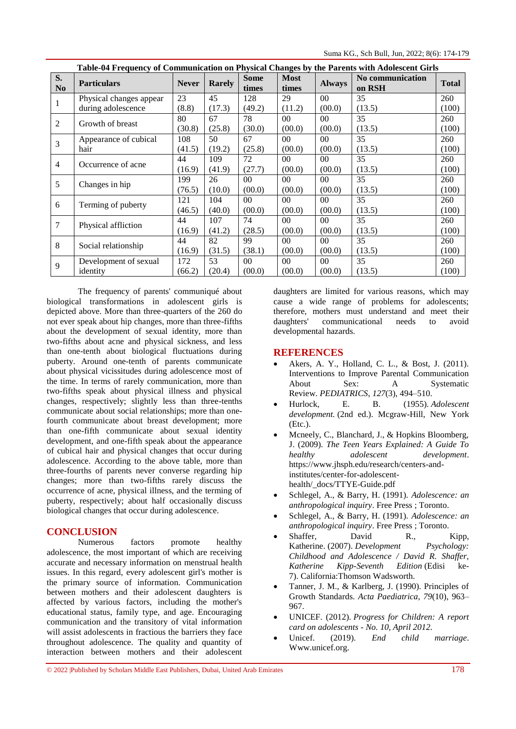**Table-04 Frequency of Communication on Physical Changes by the Parents with Adolescent Girls**

| S. No | Particulars | Never | Rarely | Some times | Most times | Always | No communication on RSH | Total |
|---|---|---|---|---|---|---|---|---|
| 1 | Physical changes appear during adolescence | 23 (8.8) | 45 (17.3) | 128 (49.2) | 29 (11.2) | 00 (00.0) | 35 (13.5) | 260 (100) |
| 2 | Growth of breast | 80 (30.8) | 67 (25.8) | 78 (30.0) | 00 (00.0) | 00 (00.0) | 35 (13.5) | 260 (100) |
| 3 | Appearance of cubical hair | 108 (41.5) | 50 (19.2) | 67 (25.8) | 00 (00.0) | 00 (00.0) | 35 (13.5) | 260 (100) |
| 4 | Occurrence of acne | 44 (16.9) | 109 (41.9) | 72 (27.7) | 00 (00.0) | 00 (00.0) | 35 (13.5) | 260 (100) |
| 5 | Changes in hip | 199 (76.5) | 26 (10.0) | 00 (00.0) | 00 (00.0) | 00 (00.0) | 35 (13.5) | 260 (100) |
| 6 | Terming of puberty | 121 (46.5) | 104 (40.0) | 00 (00.0) | 00 (00.0) | 00 (00.0) | 35 (13.5) | 260 (100) |
| 7 | Physical affliction | 44 (16.9) | 107 (41.2) | 74 (28.5) | 00 (00.0) | 00 (00.0) | 35 (13.5) | 260 (100) |
| 8 | Social relationship | 44 (16.9) | 82 (31.5) | 99 (38.1) | 00 (00.0) | 00 (00.0) | 35 (13.5) | 260 (100) |
| 9 | Development of sexual identity | 172 (66.2) | 53 (20.4) | 00 (00.0) | 00 (00.0) | 00 (00.0) | 35 (13.5) | 260 (100) |

The frequency of parents' communiqué about biological transformations in adolescent girls is depicted above. More than three-quarters of the 260 do not ever speak about hip changes, more than three-fifths about the development of sexual identity, more than two-fifths about acne and physical sickness, and less than one-tenth about biological fluctuations during puberty. Around one-tenth of parents communicate about physical vicissitudes during adolescence most of the time. In terms of rarely communication, more than two-fifths speak about physical illness and physical changes, respectively; slightly less than three-tenths communicate about social relationships; more than one-fourth communicate about breast development; more than one-fifth communicate about sexual identity development, and one-fifth speak about the appearance of cubical hair and physical changes that occur during adolescence. According to the above table, more than three-fourths of parents never converse regarding hip changes; more than two-fifths rarely discuss the occurrence of acne, physical illness, and the terming of puberty, respectively; about half occasionally discuss biological changes that occur during adolescence.

## CONCLUSION

Numerous factors promote healthy adolescence, the most important of which are receiving accurate and necessary information on menstrual health issues. In this regard, every adolescent girl's mother is the primary source of information. Communication between mothers and their adolescent daughters is affected by various factors, including the mother's educational status, family type, and age. Encouraging communication and the transitory of vital information will assist adolescents in fractious the barriers they face throughout adolescence. The quality and quantity of interaction between mothers and their adolescent daughters are limited for various reasons, which may cause a wide range of problems for adolescents; therefore, mothers must understand and meet their daughters' communicational needs to avoid developmental hazards.

## REFERENCES

- Akers, A. Y., Holland, C. L., & Bost, J. (2011). Interventions to Improve Parental Communication About Sex: A Systematic Review. *PEDIATRICS*, *127*(3), 494–510.
- Hurlock, E. B. (1955). *Adolescent development.* (2nd ed.). Mcgraw-Hill, New York (Etc.).
- Mcneely, C., Blanchard, J., & Hopkins Bloomberg, J. (2009). *The Teen Years Explained: A Guide To healthy adolescent development*. https://www.jhsph.edu/research/centers-and-institutes/center-for-adolescent-health/_docs/TTYE-Guide.pdf
- Schlegel, A., & Barry, H. (1991). *Adolescence: an anthropological inquiry*. Free Press ; Toronto.
- Schlegel, A., & Barry, H. (1991). *Adolescence: an anthropological inquiry*. Free Press ; Toronto.
- Shaffer, David R., Kipp, Katherine. (2007). *Development Psychology: Childhood and Adolescence / David R. Shaffer, Katherine Kipp-Seventh Edition* (Edisi ke-7). California:Thomson Wadsworth.
- Tanner, J. M., & Karlberg, J. (1990). Principles of Growth Standards. *Acta Paediatrica*, *79*(10), 963–967.
- UNICEF. (2012). *Progress for Children: A report card on adolescents - No. 10, April 2012.*
- Unicef. (2019). *End child marriage*. Www.unicef.org.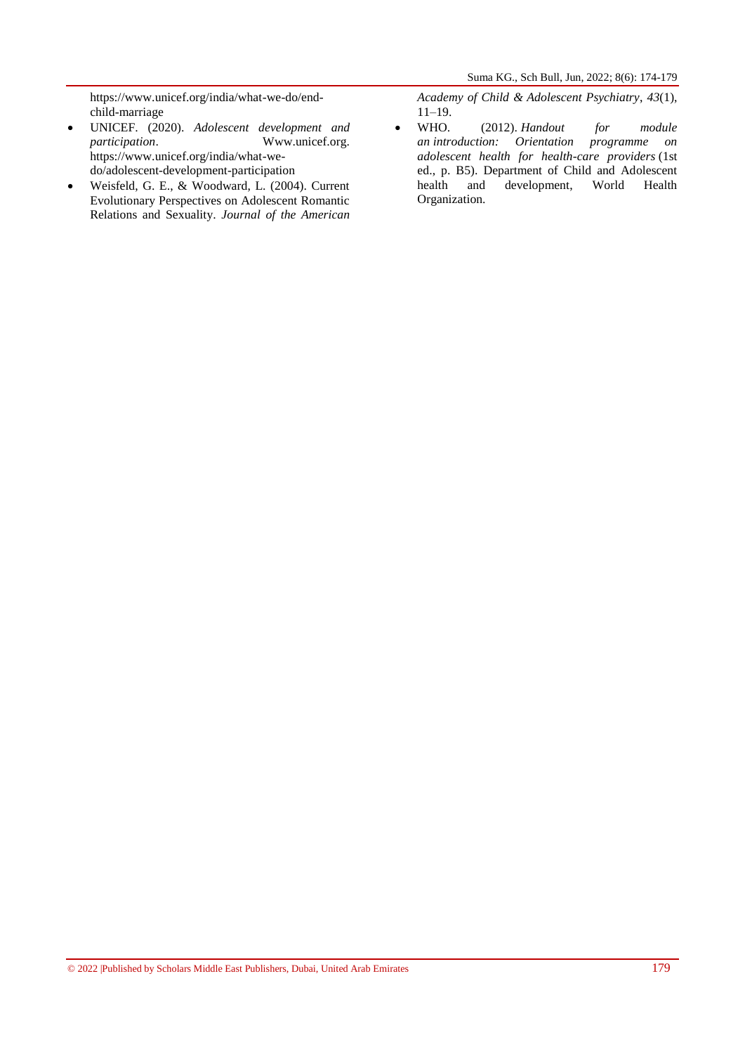https://www.unicef.org/india/what-we-do/end-child-marriage

- UNICEF. (2020). *Adolescent development and participation*. Www.unicef.org. https://www.unicef.org/india/what-we-do/adolescent-development-participation
- Weisfeld, G. E., & Woodward, L. (2004). Current Evolutionary Perspectives on Adolescent Romantic Relations and Sexuality. *Journal of the American Academy of Child & Adolescent Psychiatry*, *43*(1), 11–19.
- WHO. (2012). *Handout for module an introduction: Orientation programme on adolescent health for health-care providers* (1st ed., p. B5). Department of Child and Adolescent health and development, World Health Organization.